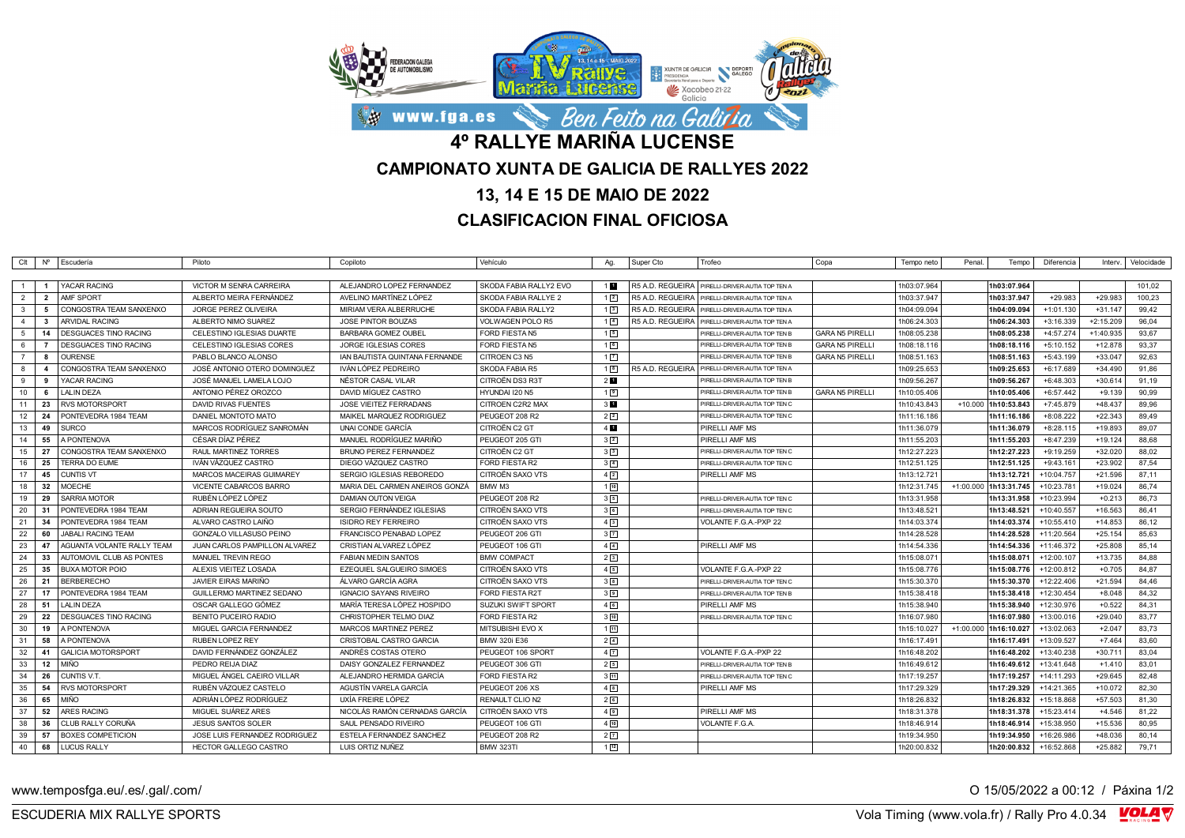# 4º RALLYE MARIÑA LUCENSE

## CAMPIONATO XUNTA DE GALICIA DE RALLYES 2022

## 13, 14 E 15 DE MAIO DE 2022

## CLASIFICACION FINAL OFICIOSA

| Clt | Nº | Escudería | Piloto | Copiloto | Vehículo | Ag. | Super Cto | Trofeo | Copa | Tempo neto | Penal. | Tempo | Diferencia | Interv. | Velocidade |
|---|---|---|---|---|---|---|---|---|---|---|---|---|---|---|---|
| 1 | 1 | YACAR RACING | VICTOR M SENRA CARREIRA | ALEJANDRO LOPEZ FERNANDEZ | SKODA FABIA RALLY2 EVO | 1 1 | R5 A.D. REGUEIRA | PIRELLI-DRIVER-AUTIA TOP TEN A | | 1h03:07.964 | | 1h03:07.964 | | | 101,02 |
| 2 | 2 | AMF SPORT | ALBERTO MEIRA FERNÁNDEZ | AVELINO MARTÍNEZ LÓPEZ | SKODA FABIA RALLYE 2 | 1 2 | R5 A.D. REGUEIRA | PIRELLI-DRIVER-AUTIA TOP TEN A | | 1h03:37.947 | | 1h03:37.947 | +29.983 | +29.983 | 100,23 |
| 3 | 5 | CONGOSTRA TEAM SANXENXO | JORGE PEREZ OLIVEIRA | MIRIAM VERA ALBERRUCHE | SKODA FABIA RALLY2 | 1 3 | R5 A.D. REGUEIRA | PIRELLI-DRIVER-AUTIA TOP TEN A | | 1h04:09.094 | | 1h04:09.094 | +1:01.130 | +31.147 | 99,42 |
| 4 | 3 | ARVIDAL RACING | ALBERTO NIMO SUAREZ | JOSE PINTOR BOUZAS | VOLWAGEN POLO R5 | 1 4 | R5 A.D. REGUEIRA | PIRELLI-DRIVER-AUTIA TOP TEN A | | 1h06:24.303 | | 1h06:24.303 | +3:16.339 | +2:15.209 | 96,04 |
| 5 | 14 | DESGUACES TINO RACING | CELESTINO IGLESIAS DUARTE | BARBARA GOMEZ OUBEL | FORD FIESTA N5 | 1 5 | | PIRELLI-DRIVER-AUTIA TOP TEN B | GARA N5 PIRELLI | 1h08:05.238 | | 1h08:05.238 | +4:57.274 | +1:40.935 | 93,67 |
| 6 | 7 | DESGUACES TINO RACING | CELESTINO IGLESIAS CORES | JORGE IGLESIAS CORES | FORD FIESTA N5 | 1 6 | | PIRELLI-DRIVER-AUTIA TOP TEN B | GARA N5 PIRELLI | 1h08:18.116 | | 1h08:18.116 | +5:10.152 | +12.878 | 93,37 |
| 7 | 8 | OURENSE | PABLO BLANCO ALONSO | IAN BAUTISTA QUINTANA FERNANDE | CITROEN C3 N5 | 1 7 | | PIRELLI-DRIVER-AUTIA TOP TEN B | GARA N5 PIRELLI | 1h08:51.163 | | 1h08:51.163 | +5:43.199 | +33.047 | 92,63 |
| 8 | 4 | CONGOSTRA TEAM SANXENXO | JOSÉ ANTONIO OTERO DOMINGUEZ | IVÁN LÓPEZ PEDREIRO | SKODA FABIA R5 | 1 8 | R5 A.D. REGUEIRA | PIRELLI-DRIVER-AUTIA TOP TEN A | | 1h09:25.653 | | 1h09:25.653 | +6:17.689 | +34.490 | 91,86 |
| 9 | 9 | YACAR RACING | JOSÉ MANUEL LAMELA LOJO | NÉSTOR CASAL VILAR | CITROËN DS3 R3T | 2 1 | | PIRELLI-DRIVER-AUTIA TOP TEN B | | 1h09:56.267 | | 1h09:56.267 | +6:48.303 | +30.614 | 91,19 |
| 10 | 6 | LALIN DEZA | ANTONIO PÉREZ OROZCO | DAVID MÍGUEZ CASTRO | HYUNDAI I20 N5 | 1 9 | | PIRELLI-DRIVER-AUTIA TOP TEN B | GARA N5 PIRELLI | 1h10:05.406 | | 1h10:05.406 | +6:57.442 | +9.139 | 90,99 |
| 11 | 23 | RVS MOTORSPORT | DAVID RIVAS FUENTES | JOSE VIEITEZ FERRADANS | CITROEN C2R2 MAX | 3 1 | | PIRELLI-DRIVER-AUTIA TOP TEN C | | 1h10:43.843 | +10.000 | 1h10:53.843 | +7:45.879 | +48.437 | 89,96 |
| 12 | 24 | PONTEVEDRA 1984 TEAM | DANIEL MONTOTO MATO | MAIKEL MARQUEZ RODRIGUEZ | PEUGEOT 208 R2 | 2 2 | | PIRELLI-DRIVER-AUTIA TOP TEN C | | 1h11:16.186 | | 1h11:16.186 | +8:08.222 | +22.343 | 89,49 |
| 13 | 49 | SURCO | MARCOS RODRÍGUEZ SANROMÁN | UNAI CONDE GARCÍA | CITROËN C2 GT | 4 1 | | PIRELLI AMF MS | | 1h11:36.079 | | 1h11:36.079 | +8:28.115 | +19.893 | 89,07 |
| 14 | 55 | A PONTENOVA | CÉSAR DÍAZ PÉREZ | MANUEL RODRÍGUEZ MARIÑO | PEUGEOT 205 GTI | 3 2 | | PIRELLI AMF MS | | 1h11:55.203 | | 1h11:55.203 | +8:47.239 | +19.124 | 88,68 |
| 15 | 27 | CONGOSTRA TEAM SANXENXO | RAUL MARTINEZ TORRES | BRUNO PEREZ FERNANDEZ | CITROËN C2 GT | 3 3 | | PIRELLI-DRIVER-AUTIA TOP TEN C | | 1h12:27.223 | | 1h12:27.223 | +9:19.259 | +32.020 | 88,02 |
| 16 | 25 | TERRA DO EUME | IVÁN VÁZQUEZ CASTRO | DIEGO VÁZQUEZ CASTRO | FORD FIESTA R2 | 3 4 | | PIRELLI-DRIVER-AUTIA TOP TEN C | | 1h12:51.125 | | 1h12:51.125 | +9:43.161 | +23.902 | 87,54 |
| 17 | 45 | CUNTIS VT | MARCOS MACEIRAS GUIMAREY | SERGIO IGLESIAS REBOREDO | CITROËN SAXO VTS | 4 2 | | PIRELLI AMF MS | | 1h13:12.721 | | 1h13:12.721 | +10:04.757 | +21.596 | 87,11 |
| 18 | 32 | MOECHE | VICENTE CABARCOS BARRO | MARIA DEL CARMEN ANEIROS GONZÁ | BMW M3 | 1 10 | | | | 1h12:31.745 | +1:00.000 | 1h13:31.745 | +10:23.781 | +19.024 | 86,74 |
| 19 | 29 | SARRIA MOTOR | RUBÉN LÓPEZ LÓPEZ | DAMIAN OUTON VEIGA | PEUGEOT 208 R2 | 3 5 | | PIRELLI-DRIVER-AUTIA TOP TEN C | | 1h13:31.958 | | 1h13:31.958 | +10:23.994 | +0.213 | 86,73 |
| 20 | 31 | PONTEVEDRA 1984 TEAM | ADRIAN REGUEIRA SOUTO | SERGIO FERNÁNDEZ IGLESIAS | CITROËN SAXO VTS | 3 6 | | PIRELLI-DRIVER-AUTIA TOP TEN C | | 1h13:48.521 | | 1h13:48.521 | +10:40.557 | +16.563 | 86,41 |
| 21 | 34 | PONTEVEDRA 1984 TEAM | ALVARO CASTRO LAIÑO | ISIDRO REY FERREIRO | CITROËN SAXO VTS | 4 3 | | VOLANTE F.G.A.-PXP 22 | | 1h14:03.374 | | 1h14:03.374 | +10:55.410 | +14.853 | 86,12 |
| 22 | 60 | JABALI RACING TEAM | GONZALO VILLASUSO PEINO | FRANCISCO PENABAD LOPEZ | PEUGEOT 206 GTI | 3 7 | | | | 1h14:28.528 | | 1h14:28.528 | +11:20.564 | +25.154 | 85,63 |
| 23 | 47 | AGUANTA VOLANTE RALLY TEAM | JUAN CARLOS PAMPILLON ALVAREZ | CRISTIAN ALVAREZ LÓPEZ | PEUGEOT 106 GTI | 4 4 | | PIRELLI AMF MS | | 1h14:54.336 | | 1h14:54.336 | +11:46.372 | +25.808 | 85,14 |
| 24 | 33 | AUTOMOVIL CLUB AS PONTES | MANUEL TREVIN REGO | FABIAN MEDIN SANTOS | BMW COMPACT | 2 3 | | | | 1h15:08.071 | | 1h15:08.071 | +12:00.107 | +13.735 | 84,88 |
| 25 | 35 | BUXA MOTOR POIO | ALEXIS VIEITEZ LOSADA | EZEQUIEL SALGUEIRO SIMOES | CITROËN SAXO VTS | 4 5 | | VOLANTE F.G.A.-PXP 22 | | 1h15:08.776 | | 1h15:08.776 | +12:00.812 | +0.705 | 84,87 |
| 26 | 21 | BERBERECHO | JAVIER EIRAS MARIÑO | ÁLVARO GARCÍA AGRA | CITROËN SAXO VTS | 3 8 | | PIRELLI-DRIVER-AUTIA TOP TEN C | | 1h15:30.370 | | 1h15:30.370 | +12:22.406 | +21.594 | 84,46 |
| 27 | 17 | PONTEVEDRA 1984 TEAM | GUILLERMO MARTINEZ SEDANO | IGNACIO SAYANS RIVEIRO | FORD FIESTA R2T | 3 9 | | PIRELLI-DRIVER-AUTIA TOP TEN B | | 1h15:38.418 | | 1h15:38.418 | +12:30.454 | +8.048 | 84,32 |
| 28 | 51 | LALIN DEZA | OSCAR GALLEGO GÓMEZ | MARÍA TERESA LÓPEZ HOSPIDO | SUZUKI SWIFT SPORT | 4 6 | | PIRELLI AMF MS | | 1h15:38.940 | | 1h15:38.940 | +12:30.976 | +0.522 | 84,31 |
| 29 | 22 | DESGUACES TINO RACING | BENITO PUCEIRO RADIO | CHRISTOPHER TELMO DIAZ | FORD FIESTA R2 | 3 10 | | PIRELLI-DRIVER-AUTIA TOP TEN C | | 1h16:07.980 | | 1h16:07.980 | +13:00.016 | +29.040 | 83,77 |
| 30 | 19 | A PONTENOVA | MIGUEL GARCIA FERNANDEZ | MARCOS MARTINEZ PEREZ | MITSUBISHI EVO X | 1 11 | | | | 1h15:10.027 | +1:00.000 | 1h16:10.027 | +13:02.063 | +2.047 | 83,73 |
| 31 | 58 | A PONTENOVA | RUBEN LOPEZ REY | CRISTOBAL CASTRO GARCIA | BMW 320i E36 | 2 4 | | | | 1h16:17.491 | | 1h16:17.491 | +13:09.527 | +7.464 | 83,60 |
| 32 | 41 | GALICIA MOTORSPORT | DAVID FERNÁNDEZ GONZÁLEZ | ANDRÉS COSTAS OTERO | PEUGEOT 106 SPORT | 4 7 | | VOLANTE F.G.A.-PXP 22 | | 1h16:48.202 | | 1h16:48.202 | +13:40.238 | +30.711 | 83,04 |
| 33 | 12 | MIÑO | PEDRO REIJA DIAZ | DAISY GONZALEZ FERNANDEZ | PEUGEOT 306 GTI | 2 5 | | PIRELLI-DRIVER-AUTIA TOP TEN B | | 1h16:49.612 | | 1h16:49.612 | +13:41.648 | +1.410 | 83,01 |
| 34 | 26 | CUNTIS V.T. | MIGUEL ÁNGEL CAEIRO VILLAR | ALEJANDRO HERMIDA GARCÍA | FORD FIESTA R2 | 3 11 | | PIRELLI-DRIVER-AUTIA TOP TEN C | | 1h17:19.257 | | 1h17:19.257 | +14:11.293 | +29.645 | 82,48 |
| 35 | 54 | RVS MOTORSPORT | RUBÉN VÁZQUEZ CASTELO | AGUSTÍN VARELA GARCÍA | PEUGEOT 206 XS | 4 8 | | PIRELLI AMF MS | | 1h17:29.329 | | 1h17:29.329 | +14:21.365 | +10.072 | 82,30 |
| 36 | 65 | MIÑO | ADRIÁN LÓPEZ RODRÍGUEZ | UXÍA FREIRE LÓPEZ | RENAULT CLIO N2 | 2 6 | | | | 1h18:26.832 | | 1h18:26.832 | +15:18.868 | +57.503 | 81,30 |
| 37 | 52 | ARES RACING | MIGUEL SUÁREZ ARES | NICOLÁS RAMÓN CERNADAS GARCÍA | CITROËN SAXO VTS | 4 9 | | PIRELLI AMF MS | | 1h18:31.378 | | 1h18:31.378 | +15:23.414 | +4.546 | 81,22 |
| 38 | 36 | CLUB RALLY CORUÑA | JESUS SANTOS SOLER | SAUL PENSADO RIVEIRO | PEUGEOT 106 GTI | 4 10 | | VOLANTE F.G.A. | | 1h18:46.914 | | 1h18:46.914 | +15:38.950 | +15.536 | 80,95 |
| 39 | 57 | BOXES COMPETICION | JOSE LUIS FERNANDEZ RODRIGUEZ | ESTELA FERNANDEZ SANCHEZ | PEUGEOT 208 R2 | 2 7 | | | | 1h19:34.950 | | 1h19:34.950 | +16:26.986 | +48.036 | 80,14 |
| 40 | 68 | LUCUS RALLY | HECTOR GALLEGO CASTRO | LUIS ORTIZ NUÑEZ | BMW 323TI | 1 12 | | | | 1h20:00.832 | | 1h20:00.832 | +16:52.868 | +25.882 | 79,71 |

www.temposfga.eu/.es/.gal/.com/ — O 15/05/2022 a 00:12

ESCUDERIA MIX RALLYE SPORTS — Vola Timing (www.vola.fr) / Rally Pro 4.0.34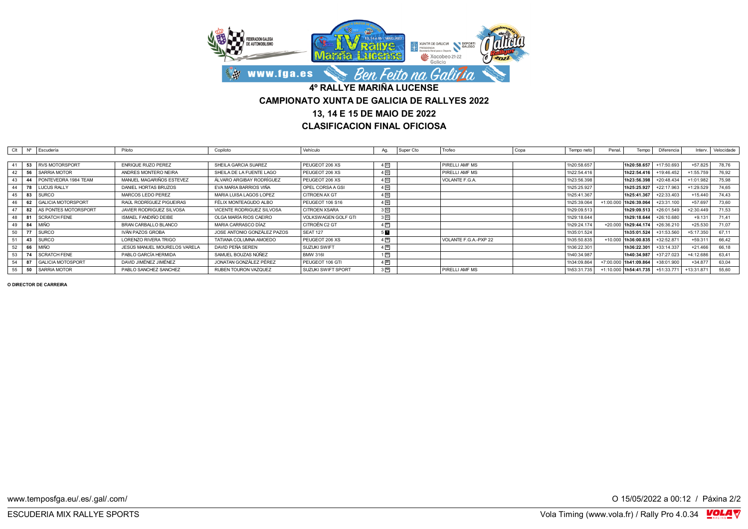# 4º RALLYE MARIÑA LUCENSE

## CAMPIONATO XUNTA DE GALICIA DE RALLYES 2022

## 13, 14 E 15 DE MAIO DE 2022

## CLASIFICACION FINAL OFICIOSA

| Clt | Nº | Escudería | Piloto | Copiloto | Vehículo | Ag. | Super Cto | Trofeo | Copa | Tempo neto | Penal. | Tempo | Diferencia | Interv. | Velocidade |
|---|---|---|---|---|---|---|---|---|---|---|---|---|---|---|---|
| 41 | 53 | RVS MOTORSPORT | ENRIQUE RUZO PEREZ | SHEILA GARCIA SUAREZ | PEUGEOT 206 XS | 4 11 | | PIRELLI AMF MS | | 1h20:58.657 | | **1h20:58.657** | +17:50.693 | +57.825 | 78,76 |
| 42 | 56 | SARRIA MOTOR | ANDRES MONTERO NEIRA | SHEILA DE LA FUENTE LAGO | PEUGEOT 206 XS | 4 12 | | PIRELLI AMF MS | | 1h22:54.416 | | **1h22:54.416** | +19:46.452 | +1:55.759 | 76,92 |
| 43 | 44 | PONTEVEDRA 1984 TEAM | MANUEL MAGARIÑOS ESTEVEZ | ÁLVARO ARGIBAY RODRÍGUEZ | PEUGEOT 206 XS | 4 13 | | VOLANTE F.G.A. | | 1h23:56.398 | | **1h23:56.398** | +20:48.434 | +1:01.982 | 75,98 |
| 44 | 78 | LUCUS RALLY | DANIEL HORTAS BRUZOS | EVA MARIA BARRIOS VIÑA | OPEL CORSA A GSI | 4 14 | | | | 1h25:25.927 | | **1h25:25.927** | +22:17.963 | +1:29.529 | 74,65 |
| 45 | 83 | SURCO | MARCOS LEDO PEREZ | MARIA LUISA LAGOS LOPEZ | CITROEN AX GT | 4 15 | | | | 1h25:41.367 | | **1h25:41.367** | +22:33.403 | +15.440 | 74,43 |
| 46 | 62 | GALICIA MOTORSPORT | RAÚL RODRÍGUEZ PIGUEIRAS | FÉLIX MONTEAGUDO ALBO | PEUGEOT 106 S16 | 4 16 | | | | 1h25:39.064 | +1:00.000 | **1h26:39.064** | +23:31.100 | +57.697 | 73,60 |
| 47 | 82 | AS PONTES MOTORSPORT | JAVIER RODRIGUEZ SILVOSA | VICENTE RODRIGUEZ SILVOSA | CITROEN XSARA | 3 12 | | | | 1h29:09.513 | | **1h29:09.513** | +26:01.549 | +2:30.449 | 71,53 |
| 48 | 81 | SCRATCH FENE | ISMAEL FANDIÑO DEIBE | OLGA MARÍA RIOS CAEIRO | VOLKSWAGEN GOLF GTI | 3 13 | | | | 1h29:18.644 | | **1h29:18.644** | +26:10.680 | +9.131 | 71,41 |
| 49 | 84 | MIÑO | BRAN CARBALLO BLANCO | MARIA CARRASCO DÍAZ | CITROËN C2 GT | 4 17 | | | | 1h29:24.174 | +20.000 | **1h29:44.174** | +26:36.210 | +25.530 | 71,07 |
| 50 | 77 | SURCO | IVÁN PAZOS GROBA | JOSE ANTONIO GONZÁLEZ PAZOS | SEAT 127 | 5 1 | | | | 1h35:01.524 | | **1h35:01.524** | +31:53.560 | +5:17.350 | 67,11 |
| 51 | 43 | SURCO | LORENZO RIVERA TRIGO | TATIANA COLUMNA AMOEDO | PEUGEOT 206 XS | 4 18 | | VOLANTE F.G.A.-PXP 22 | | 1h35:50.835 | +10.000 | **1h36:00.835** | +32:52.871 | +59.311 | 66,42 |
| 52 | 66 | MIÑO | JESÚS MANUEL MOURELOS VARELA | DAVID PEÑA SEREN | SUZUKI SWIFT | 4 19 | | | | 1h36:22.301 | | **1h36:22.301** | +33:14.337 | +21.466 | 66,18 |
| 53 | 74 | SCRATCH FENE | PABLO GARCÍA HERMIDA | SAMUEL BOUZAS NÚÑEZ | BMW 316I | 1 13 | | | | 1h40:34.987 | | **1h40:34.987** | +37:27.023 | +4:12.686 | 63,41 |
| 54 | 87 | GALICIA MOTOSPORT | DAVID JIMÉNEZ JIMÉNEZ | JONATAN GONZÁLEZ PÉREZ | PEUGEOT 106 GTI | 4 20 | | | | 1h34:09.864 | +7:00.000 | **1h41:09.864** | +38:01.900 | +34.877 | 63,04 |
| 55 | 50 | SARRIA MOTOR | PABLO SANCHEZ SANCHEZ | RUBEN TOURON VAZQUEZ | SUZUKI SWIFT SPORT | 3 14 | | PIRELLI AMF MS | | 1h53:31.735 | +1:10.000 | **1h54:41.735** | +51:33.771 | +13:31.871 | 55,60 |

**O DIRECTOR DE CARREIRA**